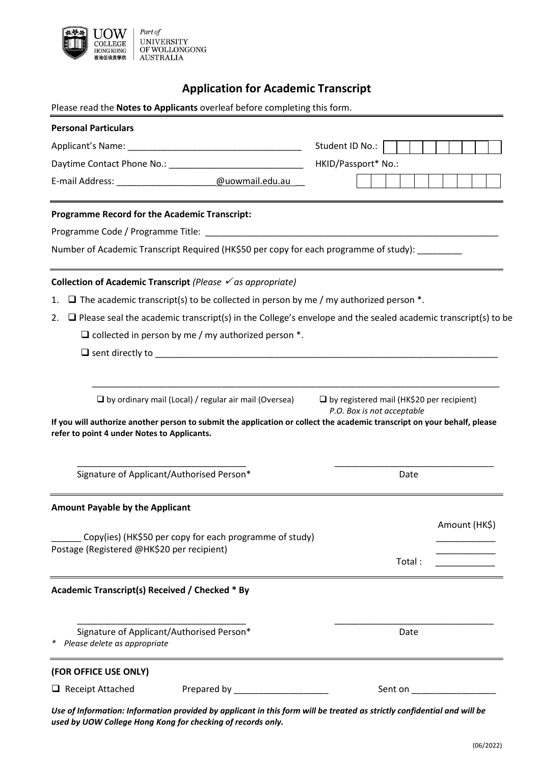UOW COLLEGE HONG KONG 香港伍倫貢學院 | Part of UNIVERSITY OF WOLLONGONG AUSTRALIA

# Application for Academic Transcript

Please read the **Notes to Applicants** overleaf before completing this form.

### Personal Particulars

Applicant's Name: ___________________________________ Student ID No.: [ | | | | | | | | | ]

Daytime Contact Phone No.: ___________________________ HKID/Passport* No.: [ | | | | | | | | | ]

E-mail Address: ____________________@uowmail.edu.au __

### Programme Record for the Academic Transcript:

Programme Code / Programme Title: ______________________________________________________________

Number of Academic Transcript Required (HK$50 per copy for each programme of study): _________

### Collection of Academic Transcript *(Please ✓ as appropriate)*

1. ❑ The academic transcript(s) to be collected in person by me / my authorized person *.
2. ❑ Please seal the academic transcript(s) in the College's envelope and the sealed academic transcript(s) to be
   - ❑ collected in person by me / my authorized person *.
   - ❑ sent directly to _______________________________________________________________________

     _______________________________________________________________________________________

     ❑ by ordinary mail (Local) / regular air mail (Oversea) ❑ by registered mail (HK$20 per recipient) *P.O. Box is not acceptable*

**If you will authorize another person to submit the application or collect the academic transcript on your behalf, please refer to point 4 under Notes to Applicants.**

___________________________________ ________________________________

Signature of Applicant/Authorised Person* Date

### Amount Payable by the Applicant

| | Amount (HK$) |
|---|---|
| ______ Copy(ies) (HK$50 per copy for each programme of study) | ____________ |
| Postage (Registered @HK$20 per recipient) | ____________ |
| Total : | ____________ |

### Academic Transcript(s) Received / Checked * By

___________________________________ ________________________________

Signature of Applicant/Authorised Person* Date

\* *Please delete as appropriate*

### (FOR OFFICE USE ONLY)

❑ Receipt Attached Prepared by ___________________ Sent on _________________

***Use of Information: Information provided by applicant in this form will be treated as strictly confidential and will be used by UOW College Hong Kong for checking of records only.***

(06/2022)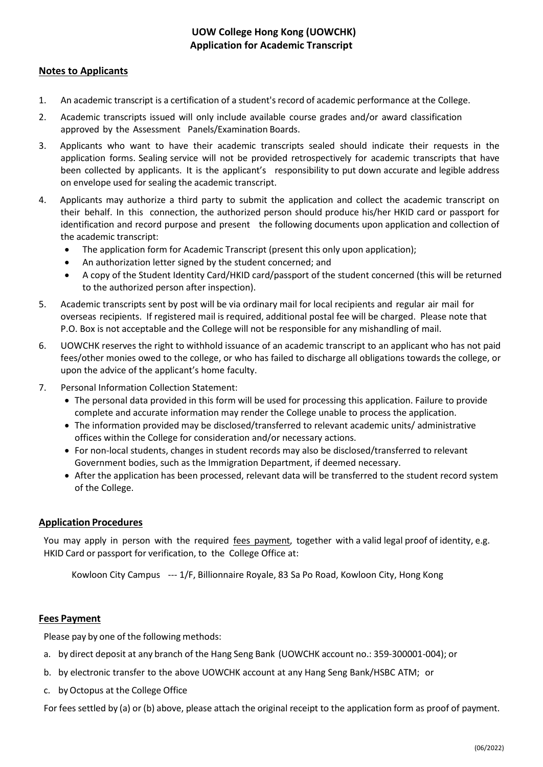**UOW College Hong Kong (UOWCHK)**
**Application for Academic Transcript**

## Notes to Applicants

1. An academic transcript is a certification of a student's record of academic performance at the College.
2. Academic transcripts issued will only include available course grades and/or award classification approved by the Assessment Panels/Examination Boards.
3. Applicants who want to have their academic transcripts sealed should indicate their requests in the application forms. Sealing service will not be provided retrospectively for academic transcripts that have been collected by applicants. It is the applicant's responsibility to put down accurate and legible address on envelope used for sealing the academic transcript.
4. Applicants may authorize a third party to submit the application and collect the academic transcript on their behalf. In this connection, the authorized person should produce his/her HKID card or passport for identification and record purpose and present the following documents upon application and collection of the academic transcript:
   - The application form for Academic Transcript (present this only upon application);
   - An authorization letter signed by the student concerned; and
   - A copy of the Student Identity Card/HKID card/passport of the student concerned (this will be returned to the authorized person after inspection).
5. Academic transcripts sent by post will be via ordinary mail for local recipients and regular air mail for overseas recipients. If registered mail is required, additional postal fee will be charged. Please note that P.O. Box is not acceptable and the College will not be responsible for any mishandling of mail.
6. UOWCHK reserves the right to withhold issuance of an academic transcript to an applicant who has not paid fees/other monies owed to the college, or who has failed to discharge all obligations towards the college, or upon the advice of the applicant's home faculty.
7. Personal Information Collection Statement:
   - The personal data provided in this form will be used for processing this application. Failure to provide complete and accurate information may render the College unable to process the application.
   - The information provided may be disclosed/transferred to relevant academic units/ administrative offices within the College for consideration and/or necessary actions.
   - For non-local students, changes in student records may also be disclosed/transferred to relevant Government bodies, such as the Immigration Department, if deemed necessary.
   - After the application has been processed, relevant data will be transferred to the student record system of the College.

## Application Procedures

You may apply in person with the required fees payment, together with a valid legal proof of identity, e.g. HKID Card or passport for verification, to the College Office at:

Kowloon City Campus --- 1/F, Billionnaire Royale, 83 Sa Po Road, Kowloon City, Hong Kong

## Fees Payment

Please pay by one of the following methods:

a. by direct deposit at any branch of the Hang Seng Bank (UOWCHK account no.: 359-300001-004); or

b. by electronic transfer to the above UOWCHK account at any Hang Seng Bank/HSBC ATM; or

c. by Octopus at the College Office

For fees settled by (a) or (b) above, please attach the original receipt to the application form as proof of payment.

(06/2022)